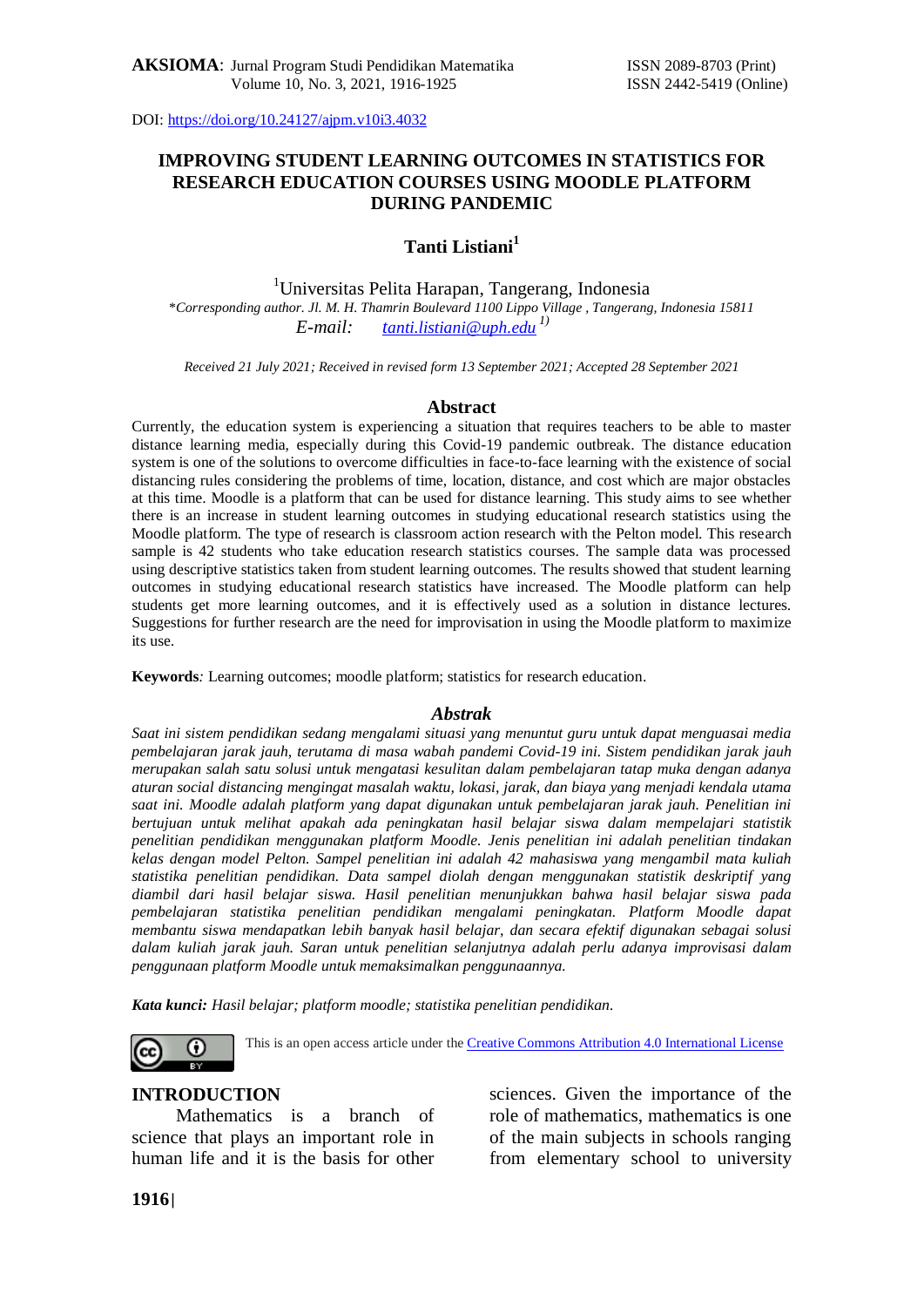DOI: https://doi.org/10.24127/ajpm.v10i3.4032

# IMPROVING STUDENT LEARNING OUTCOMES IN STATISTICS FOR RESEARCH EDUCATION COURSES USING MOODLE PLATFORM DURING PANDEMIC

**Tanti Listiani**[1]

[1]Universitas Pelita Harapan, Tangerang, Indonesia

*\*Corresponding author. Jl. M. H. Thamrin Boulevard 1100 Lippo Village , Tangerang, Indonesia 15811*

*E-mail:* tanti.listiani@uph.edu [1)]

*Received 21 July 2021; Received in revised form 13 September 2021; Accepted 28 September 2021*

## Abstract

Currently, the education system is experiencing a situation that requires teachers to be able to master distance learning media, especially during this Covid-19 pandemic outbreak. The distance education system is one of the solutions to overcome difficulties in face-to-face learning with the existence of social distancing rules considering the problems of time, location, distance, and cost which are major obstacles at this time. Moodle is a platform that can be used for distance learning. This study aims to see whether there is an increase in student learning outcomes in studying educational research statistics using the Moodle platform. The type of research is classroom action research with the Pelton model. This research sample is 42 students who take education research statistics courses. The sample data was processed using descriptive statistics taken from student learning outcomes. The results showed that student learning outcomes in studying educational research statistics have increased. The Moodle platform can help students get more learning outcomes, and it is effectively used as a solution in distance lectures. Suggestions for further research are the need for improvisation in using the Moodle platform to maximize its use.

**Keywords***:* Learning outcomes; moodle platform; statistics for research education.

## *Abstrak*

*Saat ini sistem pendidikan sedang mengalami situasi yang menuntut guru untuk dapat menguasai media pembelajaran jarak jauh, terutama di masa wabah pandemi Covid-19 ini. Sistem pendidikan jarak jauh merupakan salah satu solusi untuk mengatasi kesulitan dalam pembelajaran tatap muka dengan adanya aturan social distancing mengingat masalah waktu, lokasi, jarak, dan biaya yang menjadi kendala utama saat ini. Moodle adalah platform yang dapat digunakan untuk pembelajaran jarak jauh. Penelitian ini bertujuan untuk melihat apakah ada peningkatan hasil belajar siswa dalam mempelajari statistik penelitian pendidikan menggunakan platform Moodle. Jenis penelitian ini adalah penelitian tindakan kelas dengan model Pelton. Sampel penelitian ini adalah 42 mahasiswa yang mengambil mata kuliah statistika penelitian pendidikan. Data sampel diolah dengan menggunakan statistik deskriptif yang diambil dari hasil belajar siswa. Hasil penelitian menunjukkan bahwa hasil belajar siswa pada pembelajaran statistika penelitian pendidikan mengalami peningkatan. Platform Moodle dapat membantu siswa mendapatkan lebih banyak hasil belajar, dan secara efektif digunakan sebagai solusi dalam kuliah jarak jauh. Saran untuk penelitian selanjutnya adalah perlu adanya improvisasi dalam penggunaan platform Moodle untuk memaksimalkan penggunaannya.*

***Kata kunci:*** *Hasil belajar; platform moodle; statistika penelitian pendidikan.*

This is an open access article under the Creative Commons Attribution 4.0 International License

## INTRODUCTION

Mathematics is a branch of science that plays an important role in human life and it is the basis for other sciences. Given the importance of the role of mathematics, mathematics is one of the main subjects in schools ranging from elementary school to university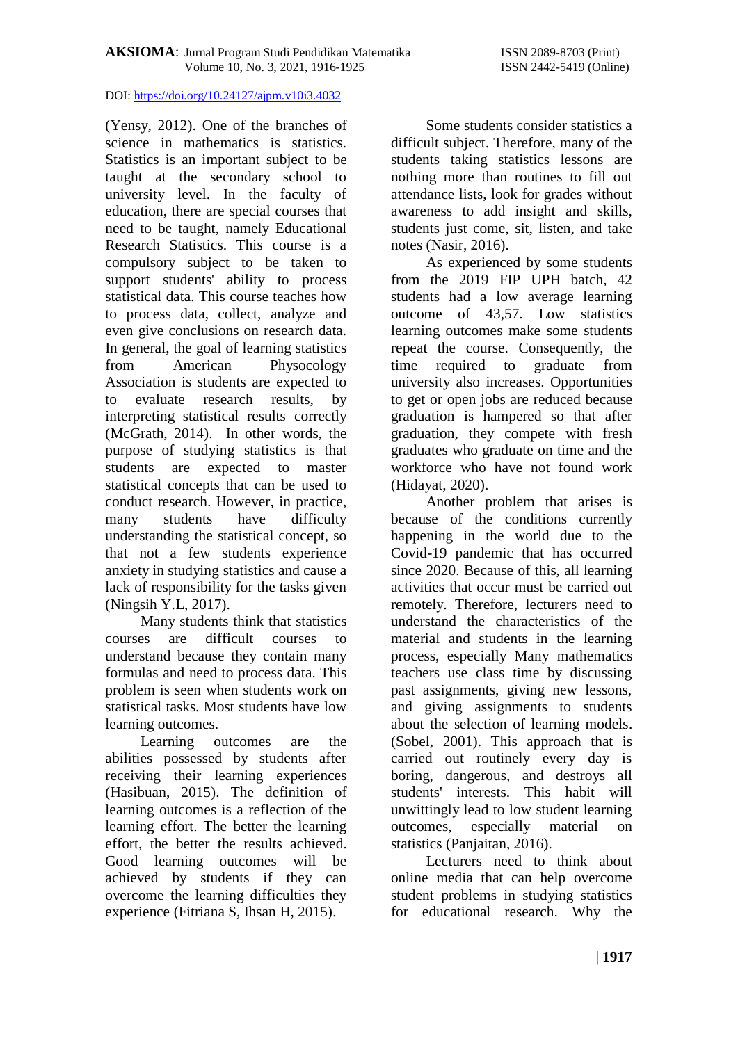(Yensy, 2012). One of the branches of science in mathematics is statistics. Statistics is an important subject to be taught at the secondary school to university level. In the faculty of education, there are special courses that need to be taught, namely Educational Research Statistics. This course is a compulsory subject to be taken to support students' ability to process statistical data. This course teaches how to process data, collect, analyze and even give conclusions on research data. In general, the goal of learning statistics from American Physocology Association is students are expected to to evaluate research results, by interpreting statistical results correctly (McGrath, 2014). In other words, the purpose of studying statistics is that students are expected to master statistical concepts that can be used to conduct research. However, in practice, many students have difficulty understanding the statistical concept, so that not a few students experience anxiety in studying statistics and cause a lack of responsibility for the tasks given (Ningsih Y.L, 2017).

Many students think that statistics courses are difficult courses to understand because they contain many formulas and need to process data. This problem is seen when students work on statistical tasks. Most students have low learning outcomes.

Learning outcomes are the abilities possessed by students after receiving their learning experiences (Hasibuan, 2015). The definition of learning outcomes is a reflection of the learning effort. The better the learning effort, the better the results achieved. Good learning outcomes will be achieved by students if they can overcome the learning difficulties they experience (Fitriana S, Ihsan H, 2015).

Some students consider statistics a difficult subject. Therefore, many of the students taking statistics lessons are nothing more than routines to fill out attendance lists, look for grades without awareness to add insight and skills, students just come, sit, listen, and take notes (Nasir, 2016).

As experienced by some students from the 2019 FIP UPH batch, 42 students had a low average learning outcome of 43,57. Low statistics learning outcomes make some students repeat the course. Consequently, the time required to graduate from university also increases. Opportunities to get or open jobs are reduced because graduation is hampered so that after graduation, they compete with fresh graduates who graduate on time and the workforce who have not found work (Hidayat, 2020).

Another problem that arises is because of the conditions currently happening in the world due to the Covid-19 pandemic that has occurred since 2020. Because of this, all learning activities that occur must be carried out remotely. Therefore, lecturers need to understand the characteristics of the material and students in the learning process, especially Many mathematics teachers use class time by discussing past assignments, giving new lessons, and giving assignments to students about the selection of learning models. (Sobel, 2001). This approach that is carried out routinely every day is boring, dangerous, and destroys all students' interests. This habit will unwittingly lead to low student learning outcomes, especially material on statistics (Panjaitan, 2016).

Lecturers need to think about online media that can help overcome student problems in studying statistics for educational research. Why the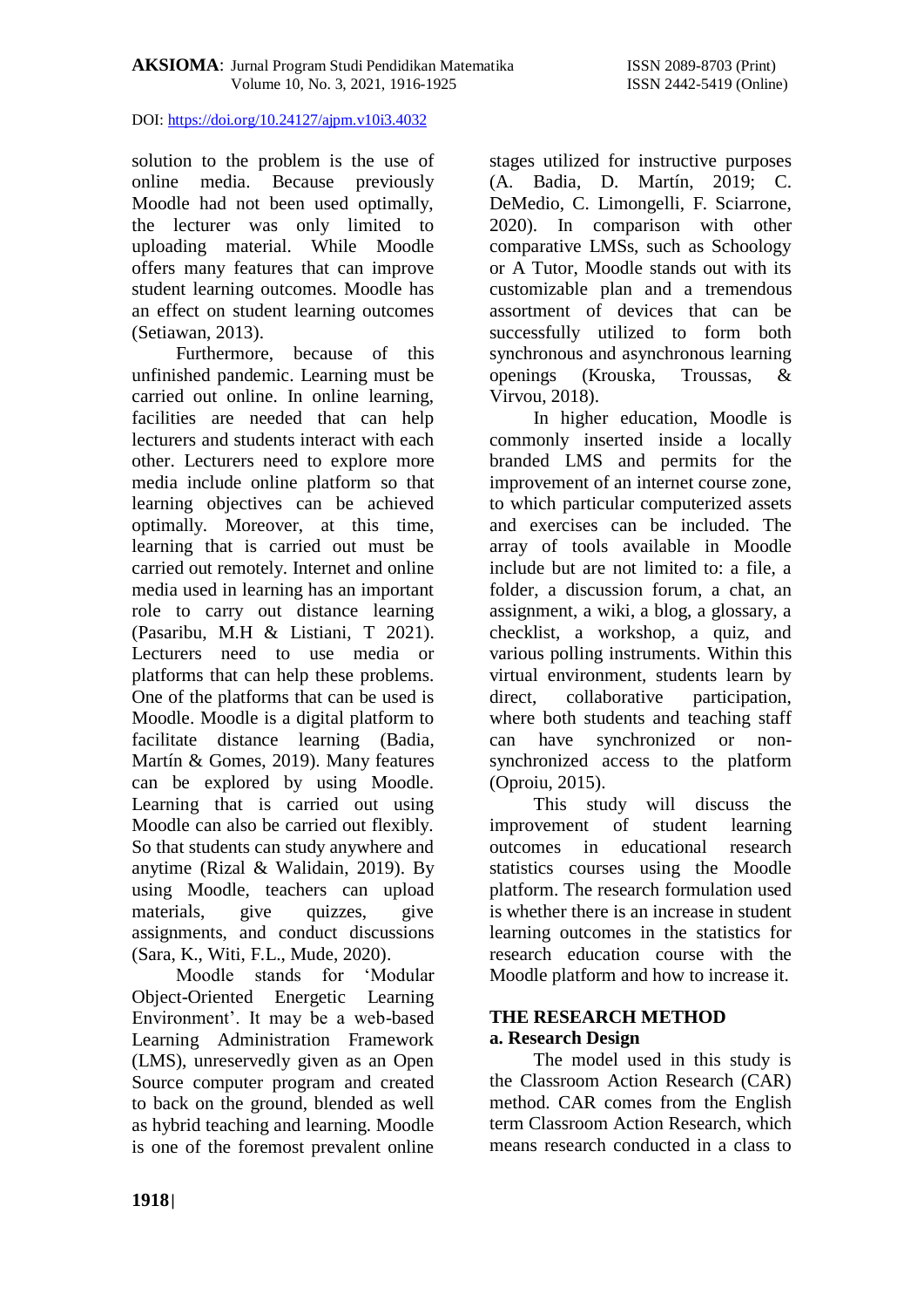solution to the problem is the use of online media. Because previously Moodle had not been used optimally, the lecturer was only limited to uploading material. While Moodle offers many features that can improve student learning outcomes. Moodle has an effect on student learning outcomes (Setiawan, 2013).

Furthermore, because of this unfinished pandemic. Learning must be carried out online. In online learning, facilities are needed that can help lecturers and students interact with each other. Lecturers need to explore more media include online platform so that learning objectives can be achieved optimally. Moreover, at this time, learning that is carried out must be carried out remotely. Internet and online media used in learning has an important role to carry out distance learning (Pasaribu, M.H & Listiani, T 2021). Lecturers need to use media or platforms that can help these problems. One of the platforms that can be used is Moodle. Moodle is a digital platform to facilitate distance learning (Badia, Martín & Gomes, 2019). Many features can be explored by using Moodle. Learning that is carried out using Moodle can also be carried out flexibly. So that students can study anywhere and anytime (Rizal & Walidain, 2019). By using Moodle, teachers can upload materials, give quizzes, give assignments, and conduct discussions (Sara, K., Witi, F.L., Mude, 2020).

Moodle stands for 'Modular Object-Oriented Energetic Learning Environment'. It may be a web-based Learning Administration Framework (LMS), unreservedly given as an Open Source computer program and created to back on the ground, blended as well as hybrid teaching and learning. Moodle is one of the foremost prevalent online stages utilized for instructive purposes (A. Badia, D. Martín, 2019; C. DeMedio, C. Limongelli, F. Sciarrone, 2020). In comparison with other comparative LMSs, such as Schoology or A Tutor, Moodle stands out with its customizable plan and a tremendous assortment of devices that can be successfully utilized to form both synchronous and asynchronous learning openings (Krouska, Troussas, & Virvou, 2018).

In higher education, Moodle is commonly inserted inside a locally branded LMS and permits for the improvement of an internet course zone, to which particular computerized assets and exercises can be included. The array of tools available in Moodle include but are not limited to: a file, a folder, a discussion forum, a chat, an assignment, a wiki, a blog, a glossary, a checklist, a workshop, a quiz, and various polling instruments. Within this virtual environment, students learn by direct, collaborative participation, where both students and teaching staff can have synchronized or non-synchronized access to the platform (Oproiu, 2015).

This study will discuss the improvement of student learning outcomes in educational research statistics courses using the Moodle platform. The research formulation used is whether there is an increase in student learning outcomes in the statistics for research education course with the Moodle platform and how to increase it.

## THE RESEARCH METHOD

### a. Research Design

The model used in this study is the Classroom Action Research (CAR) method. CAR comes from the English term Classroom Action Research, which means research conducted in a class to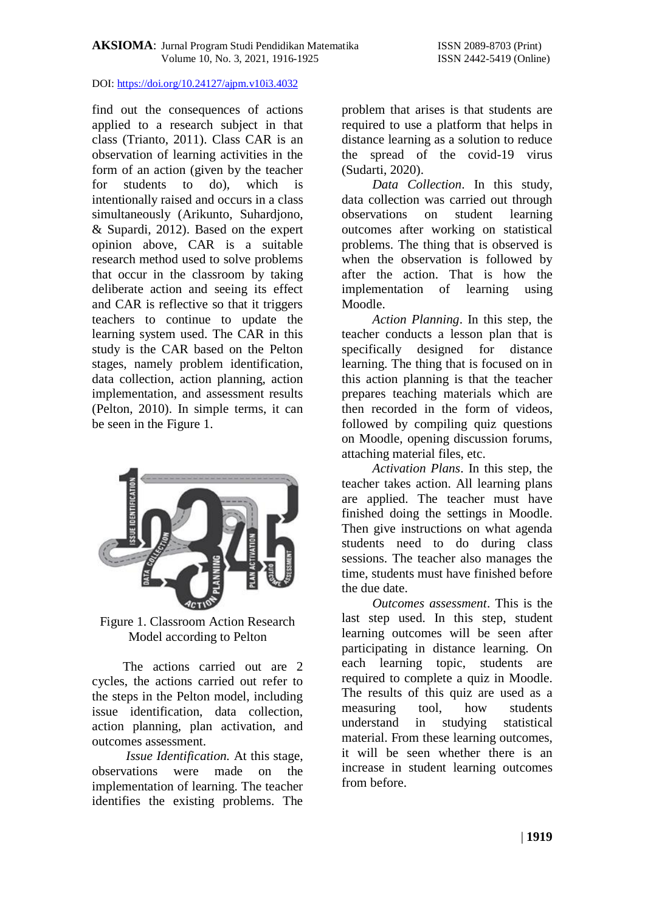find out the consequences of actions applied to a research subject in that class (Trianto, 2011). Class CAR is an observation of learning activities in the form of an action (given by the teacher for students to do), which is intentionally raised and occurs in a class simultaneously (Arikunto, Suhardjono, & Supardi, 2012). Based on the expert opinion above, CAR is a suitable research method used to solve problems that occur in the classroom by taking deliberate action and seeing its effect and CAR is reflective so that it triggers teachers to continue to update the learning system used. The CAR in this study is the CAR based on the Pelton stages, namely problem identification, data collection, action planning, action implementation, and assessment results (Pelton, 2010). In simple terms, it can be seen in the Figure 1.

Figure 1. Classroom Action Research Model according to Pelton

The actions carried out are 2 cycles, the actions carried out refer to the steps in the Pelton model, including issue identification, data collection, action planning, plan activation, and outcomes assessment.

*Issue Identification.* At this stage, observations were made on the implementation of learning. The teacher identifies the existing problems. The problem that arises is that students are required to use a platform that helps in distance learning as a solution to reduce the spread of the covid-19 virus (Sudarti, 2020).

*Data Collection*. In this study, data collection was carried out through observations on student learning outcomes after working on statistical problems. The thing that is observed is when the observation is followed by after the action. That is how the implementation of learning using Moodle.

*Action Planning*. In this step, the teacher conducts a lesson plan that is specifically designed for distance learning. The thing that is focused on in this action planning is that the teacher prepares teaching materials which are then recorded in the form of videos, followed by compiling quiz questions on Moodle, opening discussion forums, attaching material files, etc.

*Activation Plans*. In this step, the teacher takes action. All learning plans are applied. The teacher must have finished doing the settings in Moodle. Then give instructions on what agenda students need to do during class sessions. The teacher also manages the time, students must have finished before the due date.

*Outcomes assessment*. This is the last step used. In this step, student learning outcomes will be seen after participating in distance learning. On each learning topic, students are required to complete a quiz in Moodle. The results of this quiz are used as a measuring tool, how students understand in studying statistical material. From these learning outcomes, it will be seen whether there is an increase in student learning outcomes from before.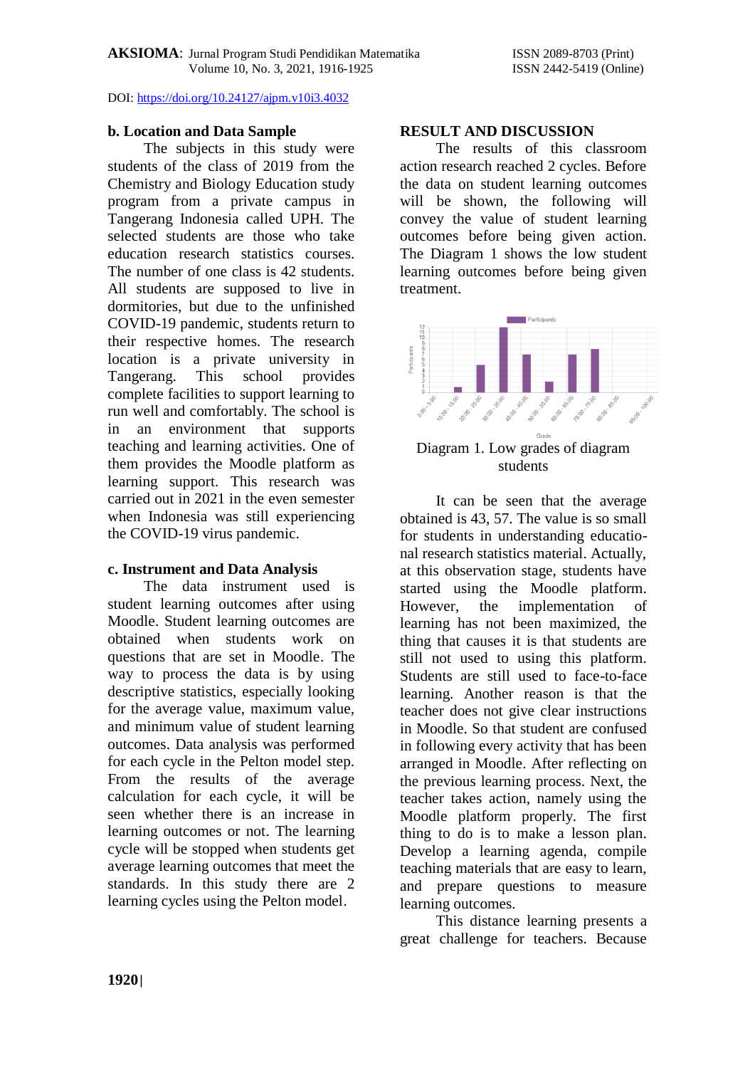### b. Location and Data Sample

The subjects in this study were students of the class of 2019 from the Chemistry and Biology Education study program from a private campus in Tangerang Indonesia called UPH. The selected students are those who take education research statistics courses. The number of one class is 42 students. All students are supposed to live in dormitories, but due to the unfinished COVID-19 pandemic, students return to their respective homes. The research location is a private university in Tangerang. This school provides complete facilities to support learning to run well and comfortably. The school is in an environment that supports teaching and learning activities. One of them provides the Moodle platform as learning support. This research was carried out in 2021 in the even semester when Indonesia was still experiencing the COVID-19 virus pandemic.

### c. Instrument and Data Analysis

The data instrument used is student learning outcomes after using Moodle. Student learning outcomes are obtained when students work on questions that are set in Moodle. The way to process the data is by using descriptive statistics, especially looking for the average value, maximum value, and minimum value of student learning outcomes. Data analysis was performed for each cycle in the Pelton model step. From the results of the average calculation for each cycle, it will be seen whether there is an increase in learning outcomes or not. The learning cycle will be stopped when students get average learning outcomes that meet the standards. In this study there are 2 learning cycles using the Pelton model.

## RESULT AND DISCUSSION

The results of this classroom action research reached 2 cycles. Before the data on student learning outcomes will be shown, the following will convey the value of student learning outcomes before being given action. The Diagram 1 shows the low student learning outcomes before being given treatment.

Diagram 1. Low grades of diagram students

It can be seen that the average obtained is 43, 57. The value is so small for students in understanding educational research statistics material. Actually, at this observation stage, students have started using the Moodle platform. However, the implementation of learning has not been maximized, the thing that causes it is that students are still not used to using this platform. Students are still used to face-to-face learning. Another reason is that the teacher does not give clear instructions in Moodle. So that student are confused in following every activity that has been arranged in Moodle. After reflecting on the previous learning process. Next, the teacher takes action, namely using the Moodle platform properly. The first thing to do is to make a lesson plan. Develop a learning agenda, compile teaching materials that are easy to learn, and prepare questions to measure learning outcomes.

This distance learning presents a great challenge for teachers. Because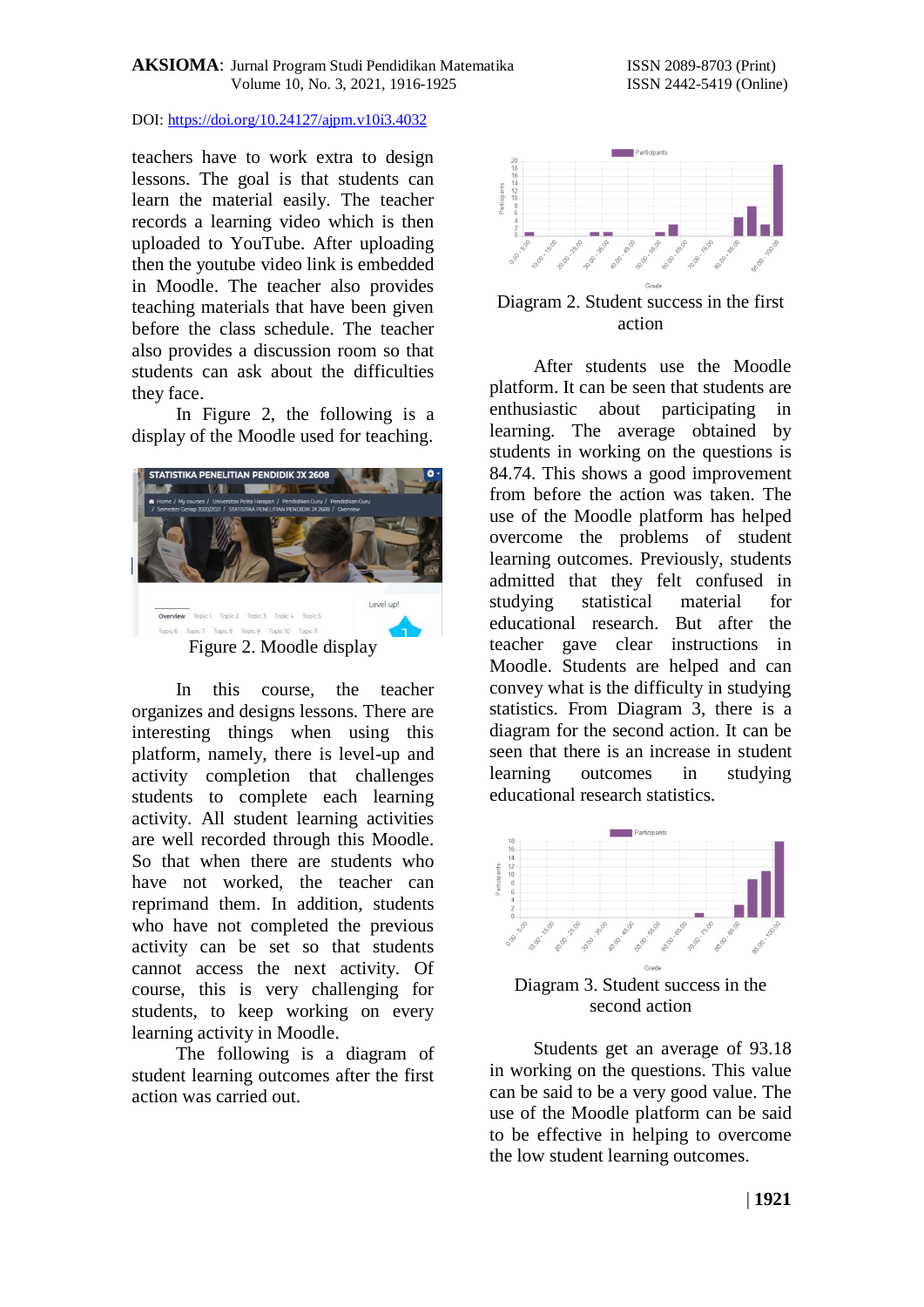teachers have to work extra to design lessons. The goal is that students can learn the material easily. The teacher records a learning video which is then uploaded to YouTube. After uploading then the youtube video link is embedded in Moodle. The teacher also provides teaching materials that have been given before the class schedule. The teacher also provides a discussion room so that students can ask about the difficulties they face.

In Figure 2, the following is a display of the Moodle used for teaching.

Figure 2. Moodle display

In this course, the teacher organizes and designs lessons. There are interesting things when using this platform, namely, there is level-up and activity completion that challenges students to complete each learning activity. All student learning activities are well recorded through this Moodle. So that when there are students who have not worked, the teacher can reprimand them. In addition, students who have not completed the previous activity can be set so that students cannot access the next activity. Of course, this is very challenging for students, to keep working on every learning activity in Moodle.

The following is a diagram of student learning outcomes after the first action was carried out.

Diagram 2. Student success in the first action

After students use the Moodle platform. It can be seen that students are enthusiastic about participating in learning. The average obtained by students in working on the questions is 84.74. This shows a good improvement from before the action was taken. The use of the Moodle platform has helped overcome the problems of student learning outcomes. Previously, students admitted that they felt confused in studying statistical material for educational research. But after the teacher gave clear instructions in Moodle. Students are helped and can convey what is the difficulty in studying statistics. From Diagram 3, there is a diagram for the second action. It can be seen that there is an increase in student learning outcomes in studying educational research statistics.

Diagram 3. Student success in the second action

Students get an average of 93.18 in working on the questions. This value can be said to be a very good value. The use of the Moodle platform can be said to be effective in helping to overcome the low student learning outcomes.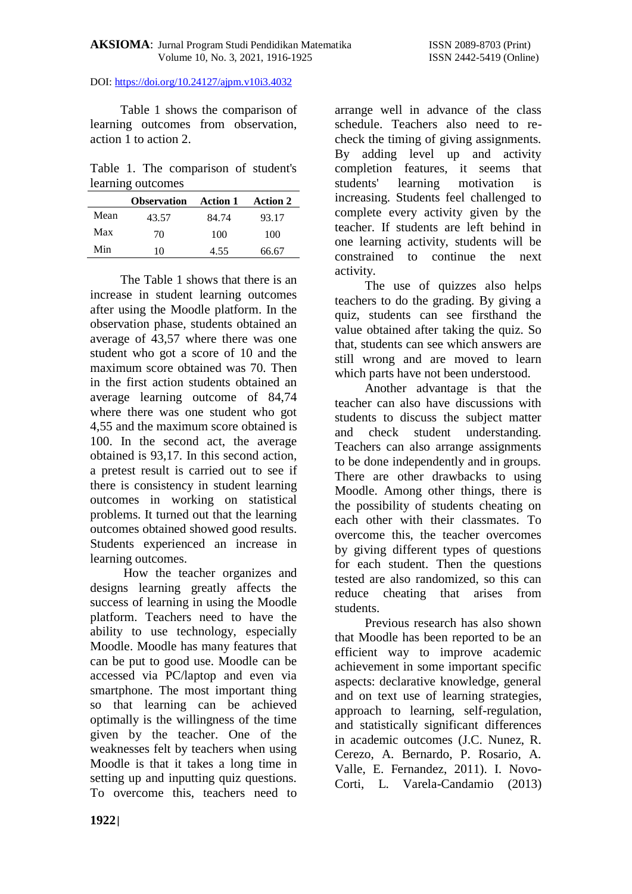Table 1 shows the comparison of learning outcomes from observation, action 1 to action 2.

Table 1. The comparison of student's learning outcomes

| | Observation | Action 1 | Action 2 |
|---|---|---|---|
| Mean | 43.57 | 84.74 | 93.17 |
| Max | 70 | 100 | 100 |
| Min | 10 | 4.55 | 66.67 |

The Table 1 shows that there is an increase in student learning outcomes after using the Moodle platform. In the observation phase, students obtained an average of 43,57 where there was one student who got a score of 10 and the maximum score obtained was 70. Then in the first action students obtained an average learning outcome of 84,74 where there was one student who got 4,55 and the maximum score obtained is 100. In the second act, the average obtained is 93,17. In this second action, a pretest result is carried out to see if there is consistency in student learning outcomes in working on statistical problems. It turned out that the learning outcomes obtained showed good results. Students experienced an increase in learning outcomes.

How the teacher organizes and designs learning greatly affects the success of learning in using the Moodle platform. Teachers need to have the ability to use technology, especially Moodle. Moodle has many features that can be put to good use. Moodle can be accessed via PC/laptop and even via smartphone. The most important thing so that learning can be achieved optimally is the willingness of the time given by the teacher. One of the weaknesses felt by teachers when using Moodle is that it takes a long time in setting up and inputting quiz questions. To overcome this, teachers need to arrange well in advance of the class schedule. Teachers also need to re-check the timing of giving assignments. By adding level up and activity completion features, it seems that students' learning motivation is increasing. Students feel challenged to complete every activity given by the teacher. If students are left behind in one learning activity, students will be constrained to continue the next activity.

The use of quizzes also helps teachers to do the grading. By giving a quiz, students can see firsthand the value obtained after taking the quiz. So that, students can see which answers are still wrong and are moved to learn which parts have not been understood.

Another advantage is that the teacher can also have discussions with students to discuss the subject matter and check student understanding. Teachers can also arrange assignments to be done independently and in groups. There are other drawbacks to using Moodle. Among other things, there is the possibility of students cheating on each other with their classmates. To overcome this, the teacher overcomes by giving different types of questions for each student. Then the questions tested are also randomized, so this can reduce cheating that arises from students.

Previous research has also shown that Moodle has been reported to be an efficient way to improve academic achievement in some important specific aspects: declarative knowledge, general and on text use of learning strategies, approach to learning, self-regulation, and statistically significant differences in academic outcomes (J.C. Nunez, R. Cerezo, A. Bernardo, P. Rosario, A. Valle, E. Fernandez, 2011). I. Novo-Corti, L. Varela-Candamio (2013)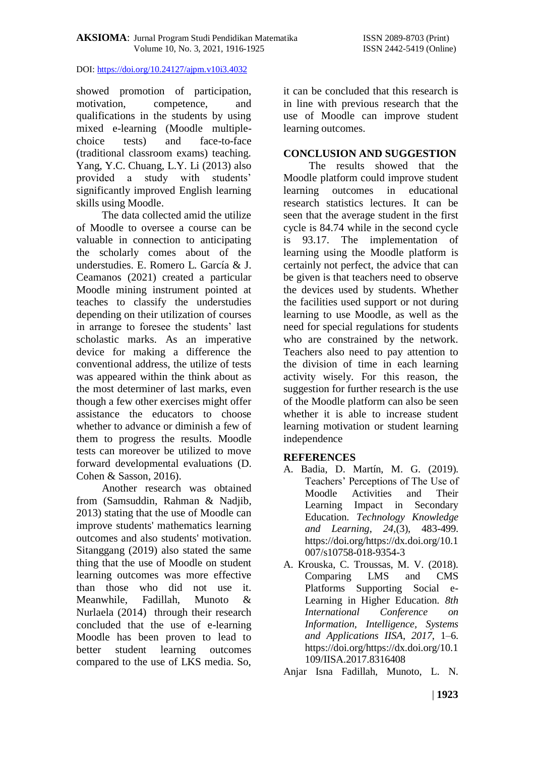showed promotion of participation, motivation, competence, and qualifications in the students by using mixed e-learning (Moodle multiple-choice tests) and face-to-face (traditional classroom exams) teaching. Yang, Y.C. Chuang, L.Y. Li (2013) also provided a study with students' significantly improved English learning skills using Moodle.

The data collected amid the utilize of Moodle to oversee a course can be valuable in connection to anticipating the scholarly comes about of the understudies. E. Romero L. García & J. Ceamanos (2021) created a particular Moodle mining instrument pointed at teaches to classify the understudies depending on their utilization of courses in arrange to foresee the students' last scholastic marks. As an imperative device for making a difference the conventional address, the utilize of tests was appeared within the think about as the most determiner of last marks, even though a few other exercises might offer assistance the educators to choose whether to advance or diminish a few of them to progress the results. Moodle tests can moreover be utilized to move forward developmental evaluations (D. Cohen & Sasson, 2016).

Another research was obtained from (Samsuddin, Rahman & Nadjib, 2013) stating that the use of Moodle can improve students' mathematics learning outcomes and also students' motivation. Sitanggang (2019) also stated the same thing that the use of Moodle on student learning outcomes was more effective than those who did not use it. Meanwhile, Fadillah, Munoto & Nurlaela (2014) through their research concluded that the use of e-learning Moodle has been proven to lead to better student learning outcomes compared to the use of LKS media. So, it can be concluded that this research is in line with previous research that the use of Moodle can improve student learning outcomes.

## CONCLUSION AND SUGGESTION

The results showed that the Moodle platform could improve student learning outcomes in educational research statistics lectures. It can be seen that the average student in the first cycle is 84.74 while in the second cycle is 93.17. The implementation of learning using the Moodle platform is certainly not perfect, the advice that can be given is that teachers need to observe the devices used by students. Whether the facilities used support or not during learning to use Moodle, as well as the need for special regulations for students who are constrained by the network. Teachers also need to pay attention to the division of time in each learning activity wisely. For this reason, the suggestion for further research is the use of the Moodle platform can also be seen whether it is able to increase student learning motivation or student learning independence

## REFERENCES

A. Badia, D. Martín, M. G. (2019). Teachers' Perceptions of The Use of Moodle Activities and Their Learning Impact in Secondary Education. *Technology Knowledge and Learning*, *24*,(3), 483-499. https://doi.org/https://dx.doi.org/10.1007/s10758-018-9354-3

A. Krouska, C. Troussas, M. V. (2018). Comparing LMS and CMS Platforms Supporting Social e-Learning in Higher Education. *8th International Conference on Information, Intelligence, Systems and Applications IISA*, *2017*, 1–6. https://doi.org/https://dx.doi.org/10.1109/IISA.2017.8316408

Anjar Isna Fadillah, Munoto, L. N.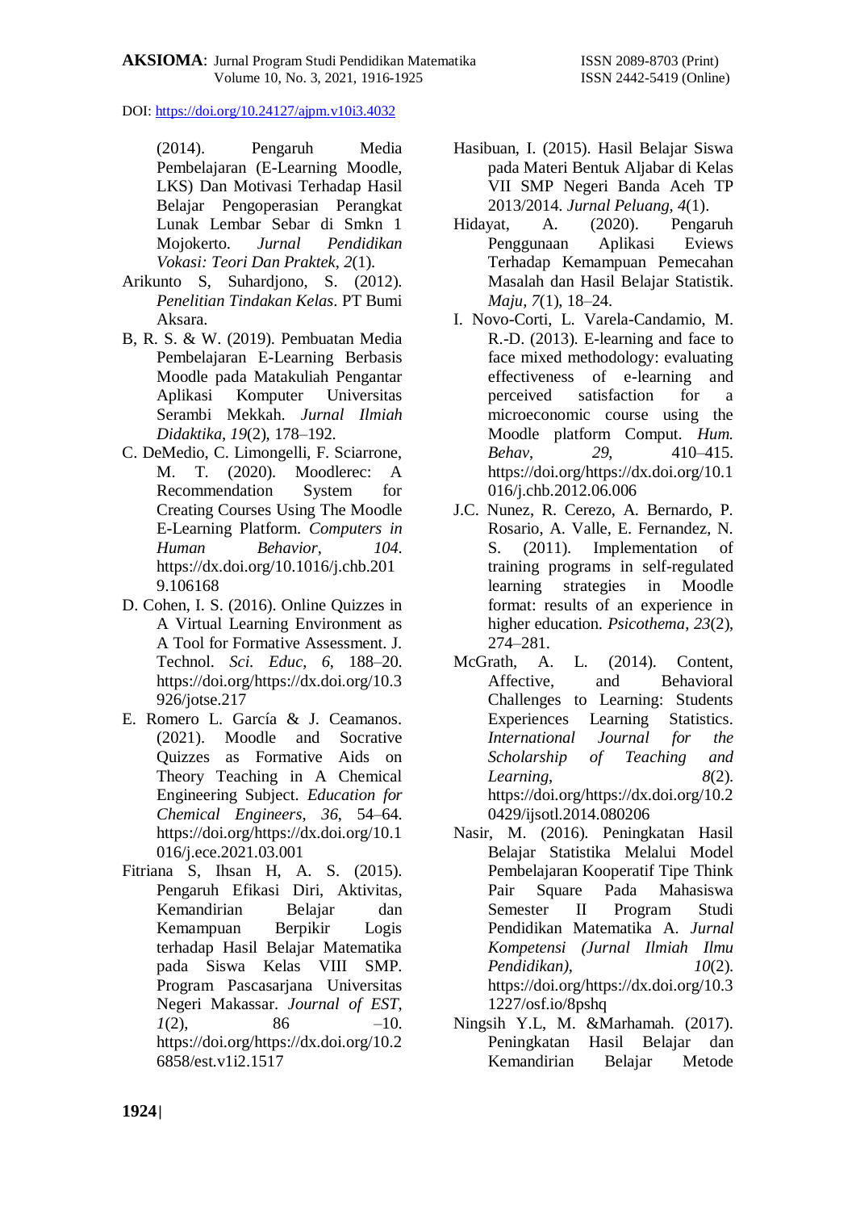(2014). Pengaruh Media Pembelajaran (E-Learning Moodle, LKS) Dan Motivasi Terhadap Hasil Belajar Pengoperasian Perangkat Lunak Lembar Sebar di Smkn 1 Mojokerto. *Jurnal Pendidikan Vokasi: Teori Dan Praktek*, *2*(1).

Arikunto S, Suhardjono, S. (2012). *Penelitian Tindakan Kelas*. PT Bumi Aksara.

B, R. S. & W. (2019). Pembuatan Media Pembelajaran E-Learning Berbasis Moodle pada Matakuliah Pengantar Aplikasi Komputer Universitas Serambi Mekkah. *Jurnal Ilmiah Didaktika*, *19*(2), 178–192.

C. DeMedio, C. Limongelli, F. Sciarrone, M. T. (2020). Moodlerec: A Recommendation System for Creating Courses Using The Moodle E-Learning Platform. *Computers in Human Behavior*, *104*. https://dx.doi.org/10.1016/j.chb.2019.106168

D. Cohen, I. S. (2016). Online Quizzes in A Virtual Learning Environment as A Tool for Formative Assessment. J. Technol. *Sci. Educ*, *6*, 188–20. https://doi.org/https://dx.doi.org/10.3926/jotse.217

E. Romero L. García & J. Ceamanos. (2021). Moodle and Socrative Quizzes as Formative Aids on Theory Teaching in A Chemical Engineering Subject. *Education for Chemical Engineers*, *36*, 54–64. https://doi.org/https://dx.doi.org/10.1016/j.ece.2021.03.001

Fitriana S, Ihsan H, A. S. (2015). Pengaruh Efikasi Diri, Aktivitas, Kemandirian Belajar dan Kemampuan Berpikir Logis terhadap Hasil Belajar Matematika pada Siswa Kelas VIII SMP. Program Pascasarjana Universitas Negeri Makassar. *Journal of EST*, *1*(2), 86 –10. https://doi.org/https://dx.doi.org/10.26858/est.v1i2.1517

Hasibuan, I. (2015). Hasil Belajar Siswa pada Materi Bentuk Aljabar di Kelas VII SMP Negeri Banda Aceh TP 2013/2014. *Jurnal Peluang*, *4*(1).

Hidayat, A. (2020). Pengaruh Penggunaan Aplikasi Eviews Terhadap Kemampuan Pemecahan Masalah dan Hasil Belajar Statistik. *Maju*, *7*(1), 18–24.

I. Novo-Corti, L. Varela-Candamio, M. R.-D. (2013). E-learning and face to face mixed methodology: evaluating effectiveness of e-learning and perceived satisfaction for a microeconomic course using the Moodle platform Comput. *Hum. Behav*, *29*, 410–415. https://doi.org/https://dx.doi.org/10.1016/j.chb.2012.06.006

J.C. Nunez, R. Cerezo, A. Bernardo, P. Rosario, A. Valle, E. Fernandez, N. S. (2011). Implementation of training programs in self-regulated learning strategies in Moodle format: results of an experience in higher education. *Psicothema*, *23*(2), 274–281.

McGrath, A. L. (2014). Content, Affective, and Behavioral Challenges to Learning: Students Experiences Learning Statistics. *International Journal for the Scholarship of Teaching and Learning*, *8*(2). https://doi.org/https://dx.doi.org/10.20429/ijsotl.2014.080206

Nasir, M. (2016). Peningkatan Hasil Belajar Statistika Melalui Model Pembelajaran Kooperatif Tipe Think Pair Square Pada Mahasiswa Semester II Program Studi Pendidikan Matematika A. *Jurnal Kompetensi (Jurnal Ilmiah Ilmu Pendidikan)*, *10*(2). https://doi.org/https://dx.doi.org/10.31227/osf.io/8pshq

Ningsih Y.L, M. &Marhamah. (2017). Peningkatan Hasil Belajar dan Kemandirian Belajar Metode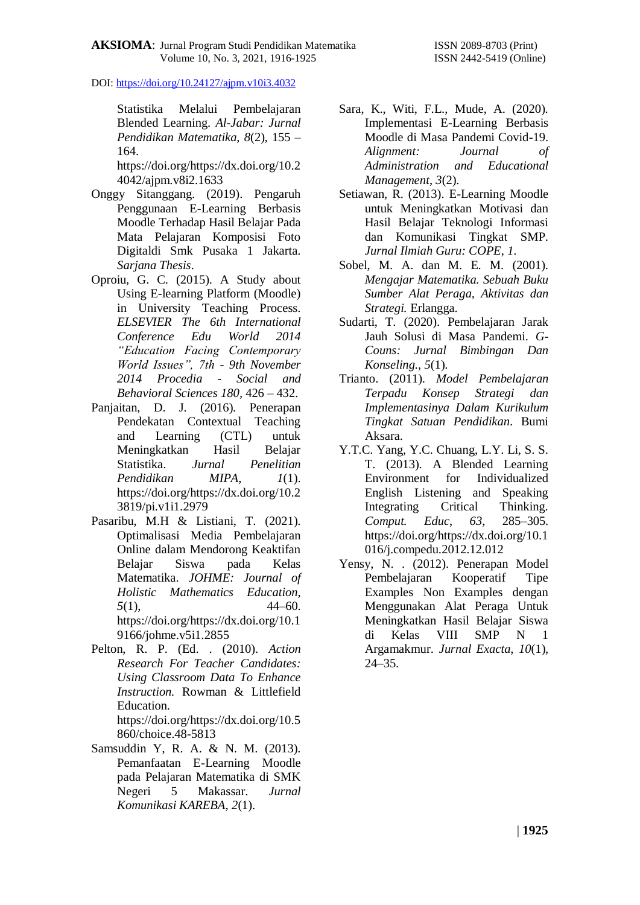Statistika Melalui Pembelajaran Blended Learning. *Al-Jabar: Jurnal Pendidikan Matematika*, *8*(2), 155 – 164. https://doi.org/https://dx.doi.org/10.24042/ajpm.v8i2.1633

Onggy Sitanggang. (2019). Pengaruh Penggunaan E-Learning Berbasis Moodle Terhadap Hasil Belajar Pada Mata Pelajaran Komposisi Foto Digitaldi Smk Pusaka 1 Jakarta. *Sarjana Thesis*.

Oproiu, G. C. (2015). A Study about Using E-learning Platform (Moodle) in University Teaching Process. *ELSEVIER The 6th International Conference Edu World 2014 "Education Facing Contemporary World Issues", 7th - 9th November 2014 Procedia - Social and Behavioral Sciences 180*, 426 – 432.

Panjaitan, D. J. (2016). Penerapan Pendekatan Contextual Teaching and Learning (CTL) untuk Meningkatkan Hasil Belajar Statistika. *Jurnal Penelitian Pendidikan MIPA*, *1*(1). https://doi.org/https://dx.doi.org/10.23819/pi.v1i1.2979

Pasaribu, M.H & Listiani, T. (2021). Optimalisasi Media Pembelajaran Online dalam Mendorong Keaktifan Belajar Siswa pada Kelas Matematika. *JOHME: Journal of Holistic Mathematics Education*, *5*(1), 44–60. https://doi.org/https://dx.doi.org/10.19166/johme.v5i1.2855

Pelton, R. P. (Ed. . (2010). *Action Research For Teacher Candidates: Using Classroom Data To Enhance Instruction.* Rowman & Littlefield Education. https://doi.org/https://dx.doi.org/10.5860/choice.48-5813

Samsuddin Y, R. A. & N. M. (2013). Pemanfaatan E-Learning Moodle pada Pelajaran Matematika di SMK Negeri 5 Makassar. *Jurnal Komunikasi KAREBA*, *2*(1).

Sara, K., Witi, F.L., Mude, A. (2020). Implementasi E-Learning Berbasis Moodle di Masa Pandemi Covid-19. *Alignment: Journal of Administration and Educational Management*, *3*(2).

Setiawan, R. (2013). E-Learning Moodle untuk Meningkatkan Motivasi dan Hasil Belajar Teknologi Informasi dan Komunikasi Tingkat SMP. *Jurnal Ilmiah Guru: COPE*, *1*.

Sobel, M. A. dan M. E. M. (2001). *Mengajar Matematika. Sebuah Buku Sumber Alat Peraga, Aktivitas dan Strategi.* Erlangga.

Sudarti, T. (2020). Pembelajaran Jarak Jauh Solusi di Masa Pandemi. *G-Couns: Jurnal Bimbingan Dan Konseling.*, *5*(1).

Trianto. (2011). *Model Pembelajaran Terpadu Konsep Strategi dan Implementasinya Dalam Kurikulum Tingkat Satuan Pendidikan*. Bumi Aksara.

Y.T.C. Yang, Y.C. Chuang, L.Y. Li, S. S. T. (2013). A Blended Learning Environment for Individualized English Listening and Speaking Integrating Critical Thinking. *Comput. Educ*, *63*, 285–305. https://doi.org/https://dx.doi.org/10.1016/j.compedu.2012.12.012

Yensy, N. . (2012). Penerapan Model Pembelajaran Kooperatif Tipe Examples Non Examples dengan Menggunakan Alat Peraga Untuk Meningkatkan Hasil Belajar Siswa di Kelas VIII SMP N 1 Argamakmur. *Jurnal Exacta*, *10*(1), 24–35.